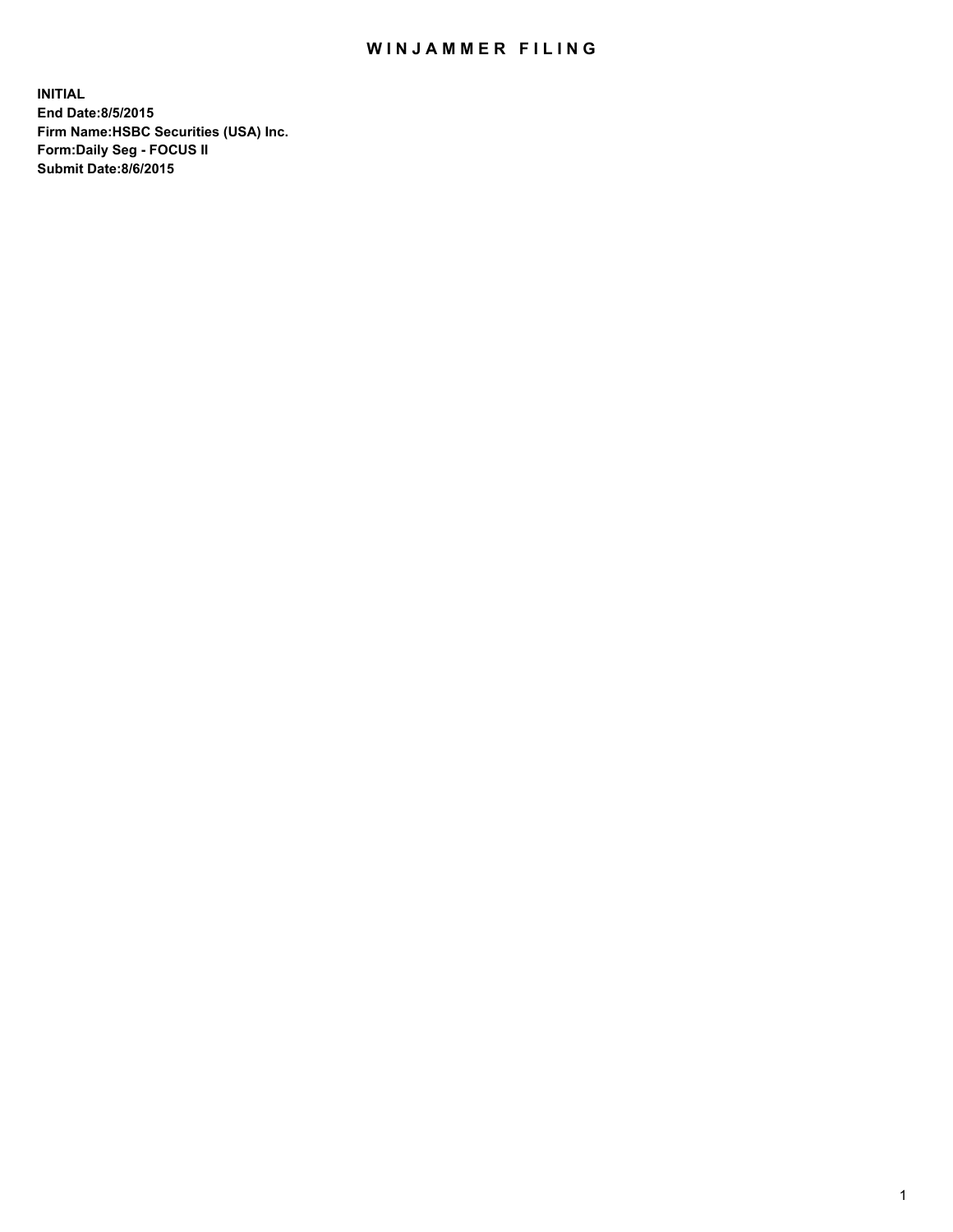# WINJAMMER FILING

**INITIAL**
**End Date:8/5/2015**
**Firm Name:HSBC Securities (USA) Inc.**
**Form:Daily Seg - FOCUS II**
**Submit Date:8/6/2015**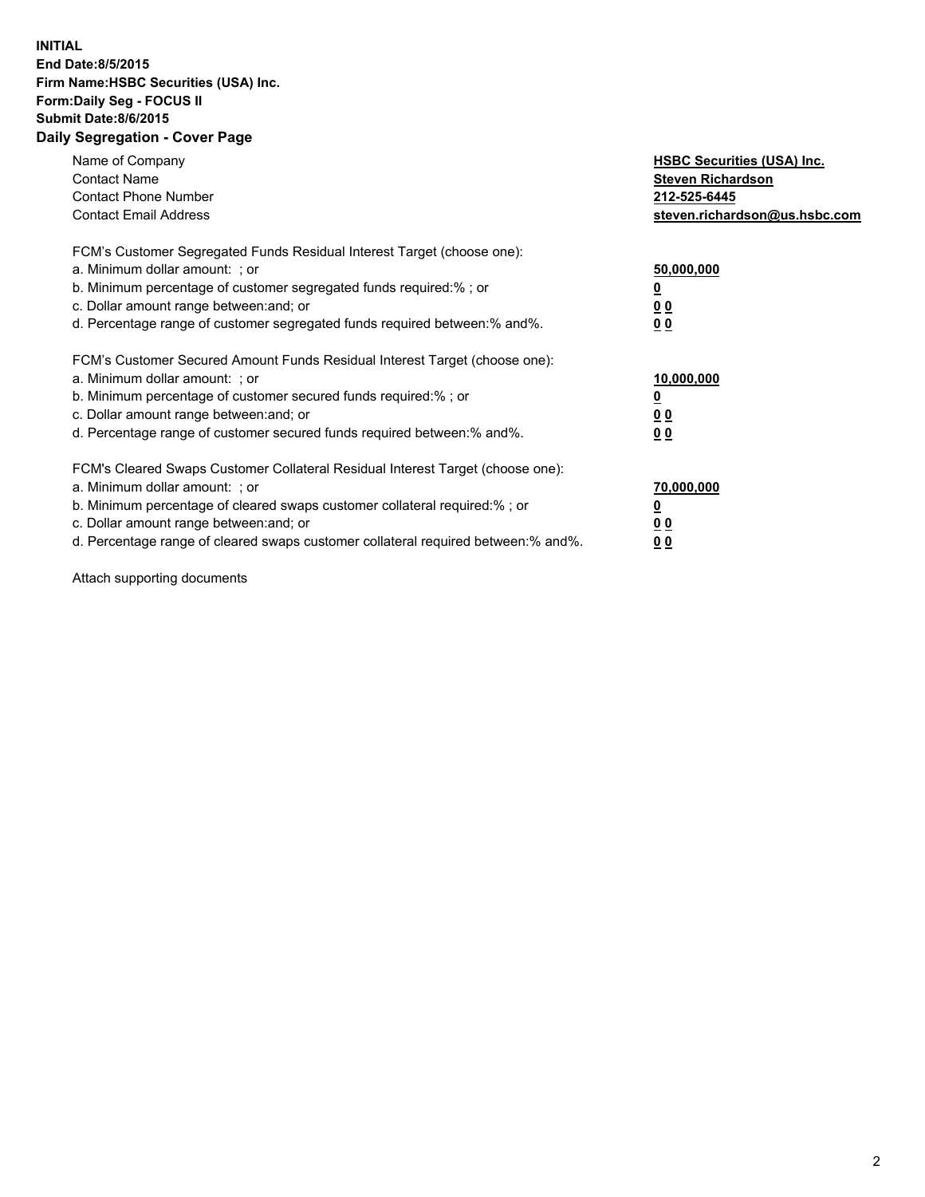**INITIAL**
**End Date:8/5/2015**
**Firm Name:HSBC Securities (USA) Inc.**
**Form:Daily Seg - FOCUS II**
**Submit Date:8/6/2015**

## Daily Segregation - Cover Page

| | |
|---|---|
| Name of Company | **HSBC Securities (USA) Inc.** |
| Contact Name | **Steven Richardson** |
| Contact Phone Number | **212-525-6445** |
| Contact Email Address | **steven.richardson@us.hsbc.com** |

FCM's Customer Segregated Funds Residual Interest Target (choose one):

| | |
|---|---|
| a. Minimum dollar amount: ; or | **50,000,000** |
| b. Minimum percentage of customer segregated funds required:% ; or | **0** |
| c. Dollar amount range between:and; or | **0 0** |
| d. Percentage range of customer segregated funds required between:% and%. | **0 0** |

FCM's Customer Secured Amount Funds Residual Interest Target (choose one):

| | |
|---|---|
| a. Minimum dollar amount: ; or | **10,000,000** |
| b. Minimum percentage of customer secured funds required:% ; or | **0** |
| c. Dollar amount range between:and; or | **0 0** |
| d. Percentage range of customer secured funds required between:% and%. | **0 0** |

FCM's Cleared Swaps Customer Collateral Residual Interest Target (choose one):

| | |
|---|---|
| a. Minimum dollar amount: ; or | **70,000,000** |
| b. Minimum percentage of cleared swaps customer collateral required:% ; or | **0** |
| c. Dollar amount range between:and; or | **0 0** |
| d. Percentage range of cleared swaps customer collateral required between:% and%. | **0 0** |

Attach supporting documents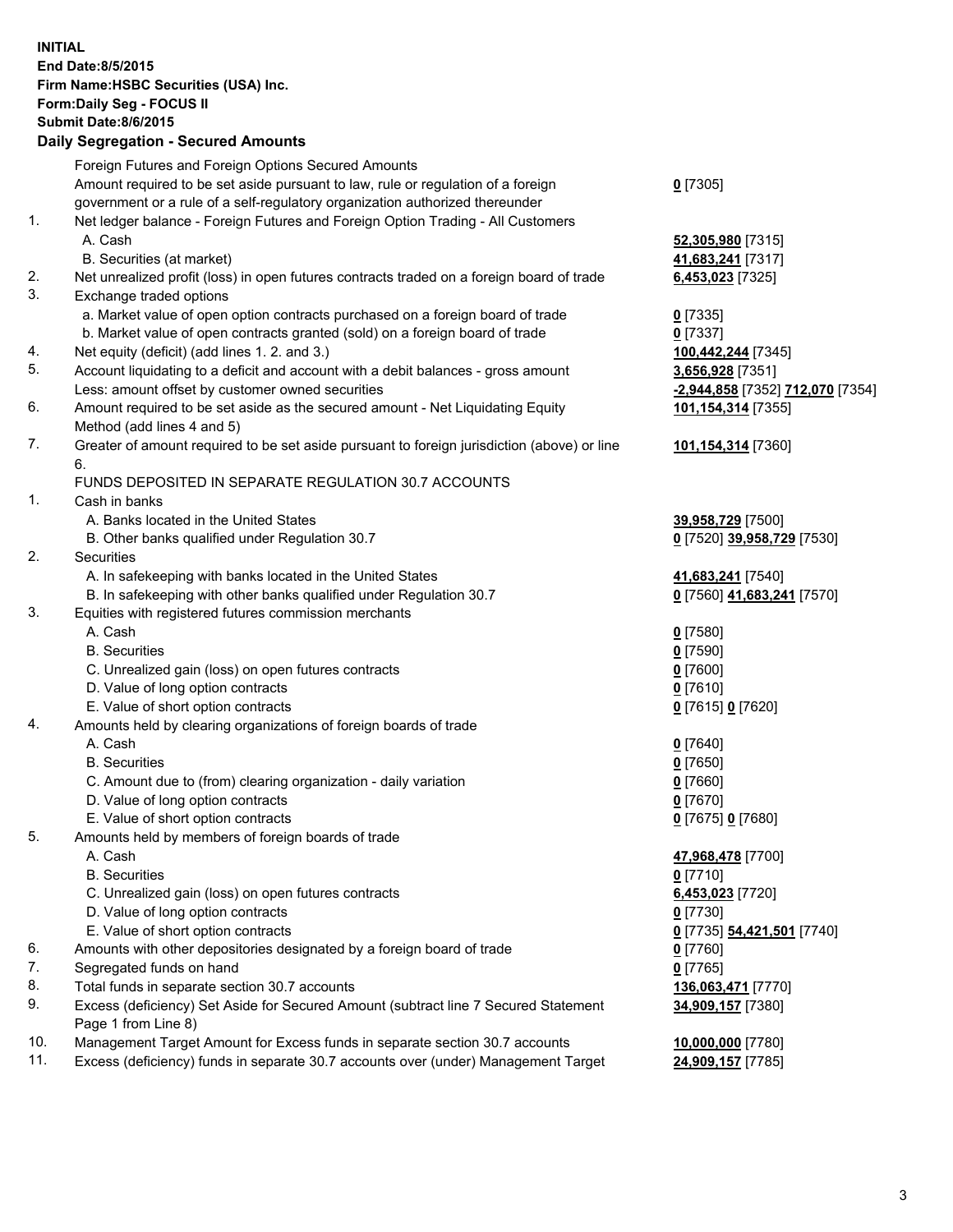**INITIAL**
**End Date:8/5/2015**
**Firm Name:HSBC Securities (USA) Inc.**
**Form:Daily Seg - FOCUS II**
**Submit Date:8/6/2015**

### Daily Segregation - Secured Amounts

| | | |
|---|---|---|
| | Foreign Futures and Foreign Options Secured Amounts | |
| | Amount required to be set aside pursuant to law, rule or regulation of a foreign government or a rule of a self-regulatory organization authorized thereunder | **0** [7305] |
| 1. | Net ledger balance - Foreign Futures and Foreign Option Trading - All Customers | |
| | A. Cash | **52,305,980** [7315] |
| | B. Securities (at market) | **41,683,241** [7317] |
| 2. | Net unrealized profit (loss) in open futures contracts traded on a foreign board of trade | **6,453,023** [7325] |
| 3. | Exchange traded options | |
| | a. Market value of open option contracts purchased on a foreign board of trade | **0** [7335] |
| | b. Market value of open contracts granted (sold) on a foreign board of trade | **0** [7337] |
| 4. | Net equity (deficit) (add lines 1. 2. and 3.) | **100,442,244** [7345] |
| 5. | Account liquidating to a deficit and account with a debit balances - gross amount | **3,656,928** [7351] |
| | Less: amount offset by customer owned securities | **-2,944,858** [7352] **712,070** [7354] |
| 6. | Amount required to be set aside as the secured amount - Net Liquidating Equity Method (add lines 4 and 5) | **101,154,314** [7355] |
| 7. | Greater of amount required to be set aside pursuant to foreign jurisdiction (above) or line 6. | **101,154,314** [7360] |
| | FUNDS DEPOSITED IN SEPARATE REGULATION 30.7 ACCOUNTS | |
| 1. | Cash in banks | |
| | A. Banks located in the United States | **39,958,729** [7500] |
| | B. Other banks qualified under Regulation 30.7 | **0** [7520] **39,958,729** [7530] |
| 2. | Securities | |
| | A. In safekeeping with banks located in the United States | **41,683,241** [7540] |
| | B. In safekeeping with other banks qualified under Regulation 30.7 | **0** [7560] **41,683,241** [7570] |
| 3. | Equities with registered futures commission merchants | |
| | A. Cash | **0** [7580] |
| | B. Securities | **0** [7590] |
| | C. Unrealized gain (loss) on open futures contracts | **0** [7600] |
| | D. Value of long option contracts | **0** [7610] |
| | E. Value of short option contracts | **0** [7615] **0** [7620] |
| 4. | Amounts held by clearing organizations of foreign boards of trade | |
| | A. Cash | **0** [7640] |
| | B. Securities | **0** [7650] |
| | C. Amount due to (from) clearing organization - daily variation | **0** [7660] |
| | D. Value of long option contracts | **0** [7670] |
| | E. Value of short option contracts | **0** [7675] **0** [7680] |
| 5. | Amounts held by members of foreign boards of trade | |
| | A. Cash | **47,968,478** [7700] |
| | B. Securities | **0** [7710] |
| | C. Unrealized gain (loss) on open futures contracts | **6,453,023** [7720] |
| | D. Value of long option contracts | **0** [7730] |
| | E. Value of short option contracts | **0** [7735] **54,421,501** [7740] |
| 6. | Amounts with other depositories designated by a foreign board of trade | **0** [7760] |
| 7. | Segregated funds on hand | **0** [7765] |
| 8. | Total funds in separate section 30.7 accounts | **136,063,471** [7770] |
| 9. | Excess (deficiency) Set Aside for Secured Amount (subtract line 7 Secured Statement Page 1 from Line 8) | **34,909,157** [7380] |
| 10. | Management Target Amount for Excess funds in separate section 30.7 accounts | **10,000,000** [7780] |
| 11. | Excess (deficiency) funds in separate 30.7 accounts over (under) Management Target | **24,909,157** [7785] |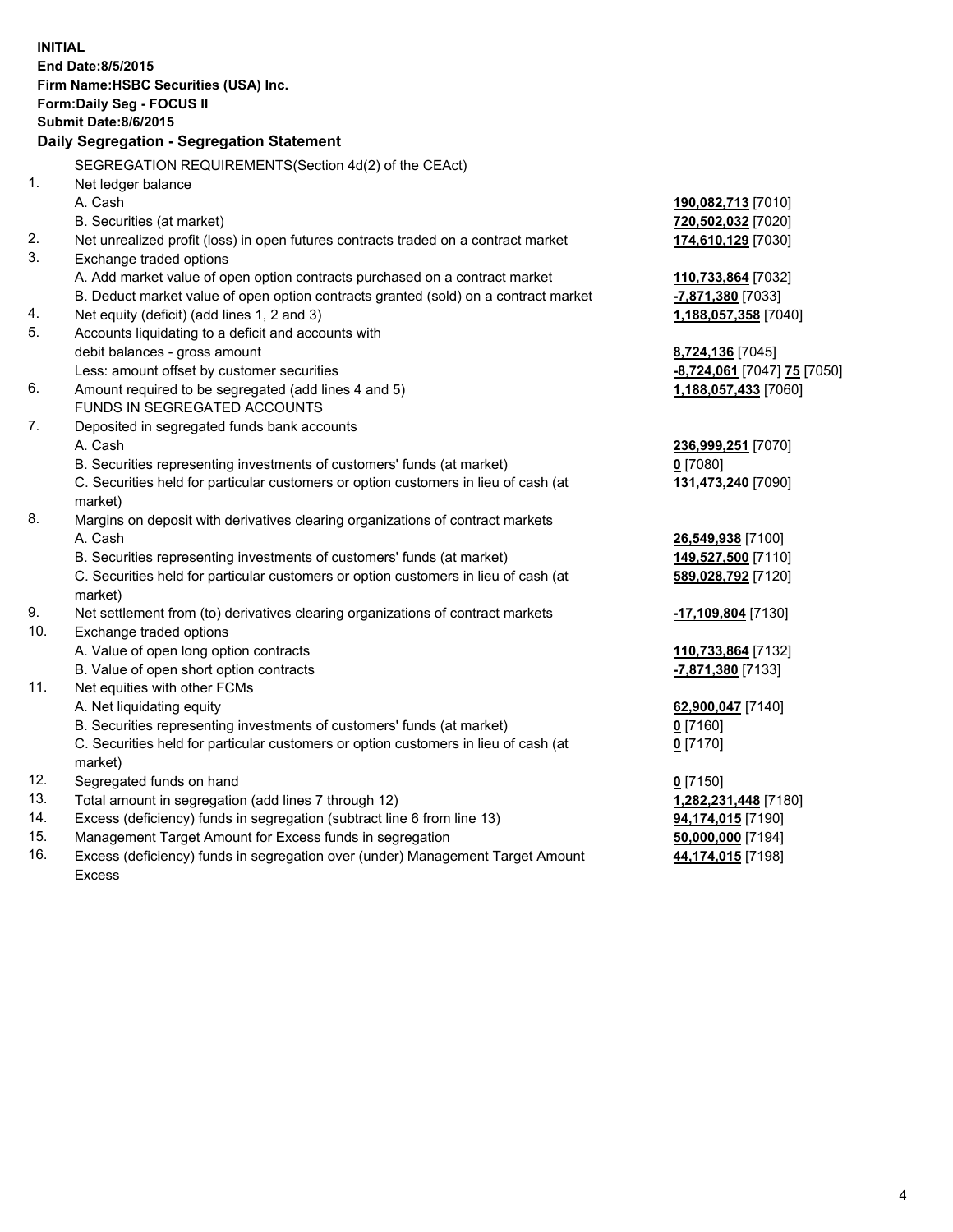**INITIAL**
**End Date:8/5/2015**
**Firm Name:HSBC Securities (USA) Inc.**
**Form:Daily Seg - FOCUS II**
**Submit Date:8/6/2015**

### Daily Segregation - Segregation Statement

| | | |
|---|---|---|
| | SEGREGATION REQUIREMENTS(Section 4d(2) of the CEAct) | |
| 1. | Net ledger balance | |
| | A. Cash | **190,082,713** [7010] |
| | B. Securities (at market) | **720,502,032** [7020] |
| 2. | Net unrealized profit (loss) in open futures contracts traded on a contract market | **174,610,129** [7030] |
| 3. | Exchange traded options | |
| | A. Add market value of open option contracts purchased on a contract market | **110,733,864** [7032] |
| | B. Deduct market value of open option contracts granted (sold) on a contract market | **-7,871,380** [7033] |
| 4. | Net equity (deficit) (add lines 1, 2 and 3) | **1,188,057,358** [7040] |
| 5. | Accounts liquidating to a deficit and accounts with debit balances - gross amount | **8,724,136** [7045] |
| | Less: amount offset by customer securities | **-8,724,061** [7047] **75** [7050] |
| 6. | Amount required to be segregated (add lines 4 and 5) | **1,188,057,433** [7060] |
| | FUNDS IN SEGREGATED ACCOUNTS | |
| 7. | Deposited in segregated funds bank accounts | |
| | A. Cash | **236,999,251** [7070] |
| | B. Securities representing investments of customers' funds (at market) | **0** [7080] |
| | C. Securities held for particular customers or option customers in lieu of cash (at market) | **131,473,240** [7090] |
| 8. | Margins on deposit with derivatives clearing organizations of contract markets | |
| | A. Cash | **26,549,938** [7100] |
| | B. Securities representing investments of customers' funds (at market) | **149,527,500** [7110] |
| | C. Securities held for particular customers or option customers in lieu of cash (at market) | **589,028,792** [7120] |
| 9. | Net settlement from (to) derivatives clearing organizations of contract markets | **-17,109,804** [7130] |
| 10. | Exchange traded options | |
| | A. Value of open long option contracts | **110,733,864** [7132] |
| | B. Value of open short option contracts | **-7,871,380** [7133] |
| 11. | Net equities with other FCMs | |
| | A. Net liquidating equity | **62,900,047** [7140] |
| | B. Securities representing investments of customers' funds (at market) | **0** [7160] |
| | C. Securities held for particular customers or option customers in lieu of cash (at market) | **0** [7170] |
| 12. | Segregated funds on hand | **0** [7150] |
| 13. | Total amount in segregation (add lines 7 through 12) | **1,282,231,448** [7180] |
| 14. | Excess (deficiency) funds in segregation (subtract line 6 from line 13) | **94,174,015** [7190] |
| 15. | Management Target Amount for Excess funds in segregation | **50,000,000** [7194] |
| 16. | Excess (deficiency) funds in segregation over (under) Management Target Amount Excess | **44,174,015** [7198] |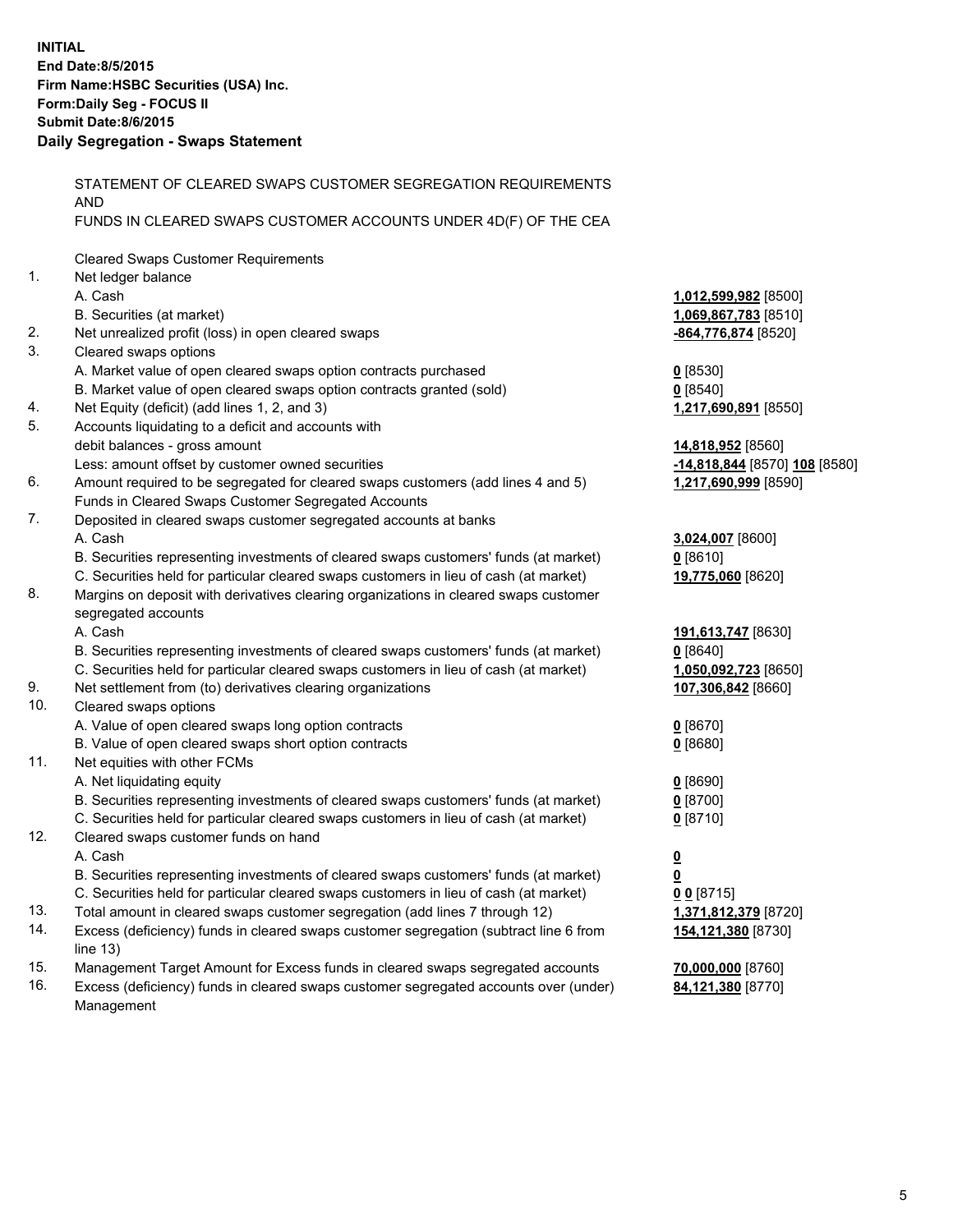**INITIAL**
**End Date:8/5/2015**
**Firm Name:HSBC Securities (USA) Inc.**
**Form:Daily Seg - FOCUS II**
**Submit Date:8/6/2015**
**Daily Segregation - Swaps Statement**

STATEMENT OF CLEARED SWAPS CUSTOMER SEGREGATION REQUIREMENTS AND FUNDS IN CLEARED SWAPS CUSTOMER ACCOUNTS UNDER 4D(F) OF THE CEA

| | | |
|---|---|---|
| | Cleared Swaps Customer Requirements | |
| 1. | Net ledger balance | |
| | A. Cash | **1,012,599,982** [8500] |
| | B. Securities (at market) | **1,069,867,783** [8510] |
| 2. | Net unrealized profit (loss) in open cleared swaps | **-864,776,874** [8520] |
| 3. | Cleared swaps options | |
| | A. Market value of open cleared swaps option contracts purchased | **0** [8530] |
| | B. Market value of open cleared swaps option contracts granted (sold) | **0** [8540] |
| 4. | Net Equity (deficit) (add lines 1, 2, and 3) | **1,217,690,891** [8550] |
| 5. | Accounts liquidating to a deficit and accounts with debit balances - gross amount | **14,818,952** [8560] |
| | Less: amount offset by customer owned securities | **-14,818,844** [8570] **108** [8580] |
| 6. | Amount required to be segregated for cleared swaps customers (add lines 4 and 5) | **1,217,690,999** [8590] |
| | Funds in Cleared Swaps Customer Segregated Accounts | |
| 7. | Deposited in cleared swaps customer segregated accounts at banks | |
| | A. Cash | **3,024,007** [8600] |
| | B. Securities representing investments of cleared swaps customers' funds (at market) | **0** [8610] |
| | C. Securities held for particular cleared swaps customers in lieu of cash (at market) | **19,775,060** [8620] |
| 8. | Margins on deposit with derivatives clearing organizations in cleared swaps customer segregated accounts | |
| | A. Cash | **191,613,747** [8630] |
| | B. Securities representing investments of cleared swaps customers' funds (at market) | **0** [8640] |
| | C. Securities held for particular cleared swaps customers in lieu of cash (at market) | **1,050,092,723** [8650] |
| 9. | Net settlement from (to) derivatives clearing organizations | **107,306,842** [8660] |
| 10. | Cleared swaps options | |
| | A. Value of open cleared swaps long option contracts | **0** [8670] |
| | B. Value of open cleared swaps short option contracts | **0** [8680] |
| 11. | Net equities with other FCMs | |
| | A. Net liquidating equity | **0** [8690] |
| | B. Securities representing investments of cleared swaps customers' funds (at market) | **0** [8700] |
| | C. Securities held for particular cleared swaps customers in lieu of cash (at market) | **0** [8710] |
| 12. | Cleared swaps customer funds on hand | |
| | A. Cash | **0** |
| | B. Securities representing investments of cleared swaps customers' funds (at market) | **0** |
| | C. Securities held for particular cleared swaps customers in lieu of cash (at market) | **0** **0** [8715] |
| 13. | Total amount in cleared swaps customer segregation (add lines 7 through 12) | **1,371,812,379** [8720] |
| 14. | Excess (deficiency) funds in cleared swaps customer segregation (subtract line 6 from line 13) | **154,121,380** [8730] |
| 15. | Management Target Amount for Excess funds in cleared swaps segregated accounts | **70,000,000** [8760] |
| 16. | Excess (deficiency) funds in cleared swaps customer segregated accounts over (under) Management | **84,121,380** [8770] |